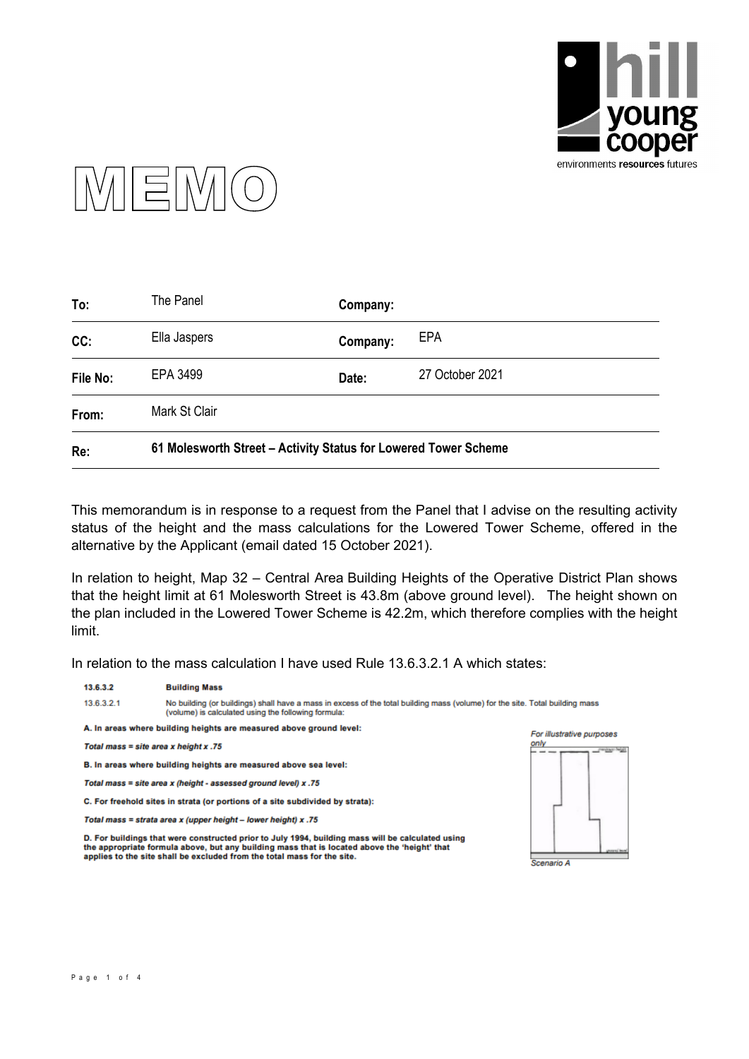# MEMO

| To: | The Panel | Company: | |
|---|---|---|---|
| CC: | Ella Jaspers | Company: | EPA |
| File No: | EPA 3499 | Date: | 27 October 2021 |
| From: | Mark St Clair | | |
| Re: | **61 Molesworth Street – Activity Status for Lowered Tower Scheme** | | |

This memorandum is in response to a request from the Panel that I advise on the resulting activity status of the height and the mass calculations for the Lowered Tower Scheme, offered in the alternative by the Applicant (email dated 15 October 2021).

In relation to height, Map 32 – Central Area Building Heights of the Operative District Plan shows that the height limit at 61 Molesworth Street is 43.8m (above ground level). The height shown on the plan included in the Lowered Tower Scheme is 42.2m, which therefore complies with the height limit.

In relation to the mass calculation I have used Rule 13.6.3.2.1 A which states:

**13.6.3.2 Building Mass**

13.6.3.2.1 No building (or buildings) shall have a mass in excess of the total building mass (volume) for the site. Total building mass (volume) is calculated using the following formula:

**A. In areas where building heights are measured above ground level:**

***Total mass = site area x height x .75***

**B. In areas where building heights are measured above sea level:**

***Total mass = site area x (height - assessed ground level) x .75***

**C. For freehold sites in strata (or portions of a site subdivided by strata):**

***Total mass = strata area x (upper height – lower height) x .75***

**D. For buildings that were constructed prior to July 1994, building mass will be calculated using the appropriate formula above, but any building mass that is located above the 'height' that applies to the site shall be excluded from the total mass for the site.**

*For illustrative purposes only*

*Scenario A*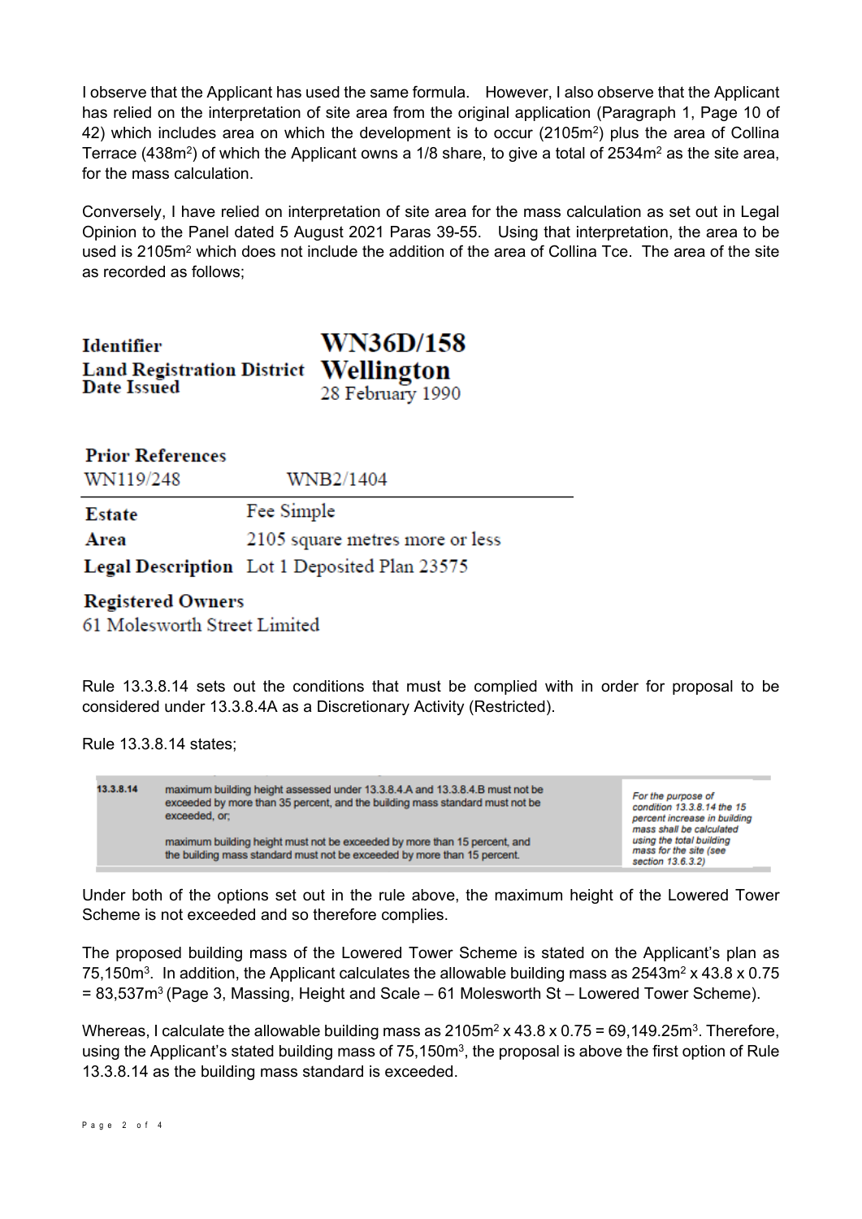I observe that the Applicant has used the same formula. However, I also observe that the Applicant has relied on the interpretation of site area from the original application (Paragraph 1, Page 10 of 42) which includes area on which the development is to occur (2105m$^2$) plus the area of Collina Terrace (438m$^2$) of which the Applicant owns a 1/8 share, to give a total of 2534m$^2$ as the site area, for the mass calculation.

Conversely, I have relied on interpretation of site area for the mass calculation as set out in Legal Opinion to the Panel dated 5 August 2021 Paras 39-55. Using that interpretation, the area to be used is 2105m$^2$ which does not include the addition of the area of Collina Tce. The area of the site as recorded as follows;

| | |
|---|---|
| **Identifier** | **WN36D/158** |
| **Land Registration District** | **Wellington** |
| **Date Issued** | 28 February 1990 |

**Prior References**

| | |
|---|---|
| WN119/248 | WNB2/1404 |
| **Estate** | Fee Simple |
| **Area** | 2105 square metres more or less |
| **Legal Description** | Lot 1 Deposited Plan 23575 |

**Registered Owners**
61 Molesworth Street Limited

Rule 13.3.8.14 sets out the conditions that must be complied with in order for proposal to be considered under 13.3.8.4A as a Discretionary Activity (Restricted).

Rule 13.3.8.14 states;

| | | |
|---|---|---|
| 13.3.8.14 | maximum building height assessed under 13.3.8.4.A and 13.3.8.4.B must not be exceeded by more than 35 percent, and the building mass standard must not be exceeded, or;<br><br>maximum building height must not be exceeded by more than 15 percent, and the building mass standard must not be exceeded by more than 15 percent. | *For the purpose of condition 13.3.8.14 the 15 percent increase in building mass shall be calculated using the total building mass for the site (see section 13.6.3.2)* |

Under both of the options set out in the rule above, the maximum height of the Lowered Tower Scheme is not exceeded and so therefore complies.

The proposed building mass of the Lowered Tower Scheme is stated on the Applicant's plan as 75,150m$^3$. In addition, the Applicant calculates the allowable building mass as 2543m$^2$ x 43.8 x 0.75 = 83,537m$^3$ (Page 3, Massing, Height and Scale – 61 Molesworth St – Lowered Tower Scheme).

Whereas, I calculate the allowable building mass as 2105m$^2$ x 43.8 x 0.75 = 69,149.25m$^3$. Therefore, using the Applicant's stated building mass of 75,150m$^3$, the proposal is above the first option of Rule 13.3.8.14 as the building mass standard is exceeded.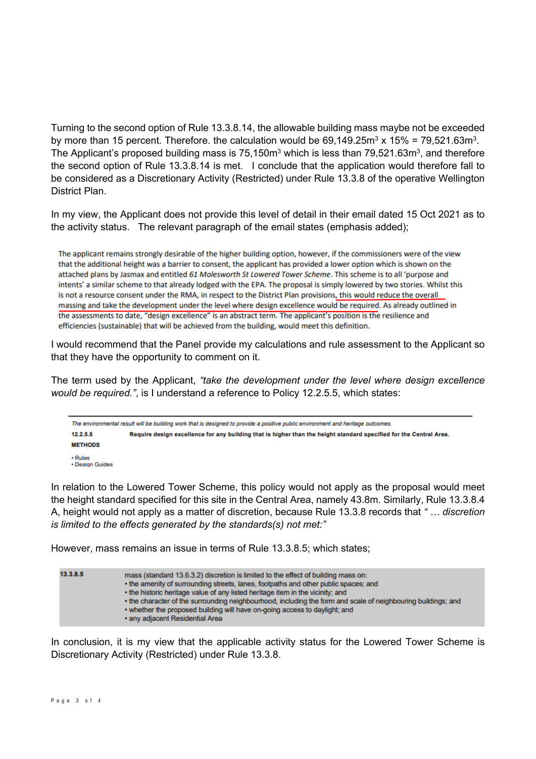Turning to the second option of Rule 13.3.8.14, the allowable building mass maybe not be exceeded by more than 15 percent. Therefore. the calculation would be 69,149.25m$^3$ x 15% = 79,521.63m$^3$. The Applicant's proposed building mass is 75,150m$^3$ which is less than 79,521.63m$^3$, and therefore the second option of Rule 13.3.8.14 is met. I conclude that the application would therefore fall to be considered as a Discretionary Activity (Restricted) under Rule 13.3.8 of the operative Wellington District Plan.

In my view, the Applicant does not provide this level of detail in their email dated 15 Oct 2021 as to the activity status. The relevant paragraph of the email states (emphasis added);

> The applicant remains strongly desirable of the higher building option, however, if the commissioners were of the view that the additional height was a barrier to consent, the applicant has provided a lower option which is shown on the attached plans by Jasmax and entitled *61 Molesworth St Lowered Tower Scheme*. This scheme is to all 'purpose and intents' a similar scheme to that already lodged with the EPA. The proposal is simply lowered by two stories. Whilst this is not a resource consent under the RMA, in respect to the District Plan provisions, <u>this would reduce the overall massing and take the development under the level where design excellence would be required</u>. As already outlined in the assessments to date, "design excellence" is an abstract term. The applicant's position is the resilience and efficiencies (sustainable) that will be achieved from the building, would meet this definition.

I would recommend that the Panel provide my calculations and rule assessment to the Applicant so that they have the opportunity to comment on it.

The term used by the Applicant, *"take the development under the level where design excellence would be required."*, is I understand a reference to Policy 12.2.5.5, which states:

> *The environmental result will be building work that is designed to provide a positive public environment and heritage outcomes.*
>
> **12.2.5.5** **Require design excellence for any building that is higher than the height standard specified for the Central Area.**
>
> **METHODS**
>
> - Rules
> - Design Guides

In relation to the Lowered Tower Scheme, this policy would not apply as the proposal would meet the height standard specified for this site in the Central Area, namely 43.8m. Similarly, Rule 13.3.8.4 A, height would not apply as a matter of discretion, because Rule 13.3.8 records that *" … discretion is limited to the effects generated by the standards(s) not met:"*

However, mass remains an issue in terms of Rule 13.3.8.5; which states;

| | |
|---|---|
| 13.3.8.5 | mass (standard 13.6.3.2) discretion is limited to the effect of building mass on:<br>• the amenity of surrounding streets, lanes, footpaths and other public spaces; and<br>• the historic heritage value of any listed heritage item in the vicinity; and<br>• the character of the surrounding neighbourhood, including the form and scale of neighbouring buildings; and<br>• whether the proposed building will have on-going access to daylight; and<br>• any adjacent Residential Area |

In conclusion, it is my view that the applicable activity status for the Lowered Tower Scheme is Discretionary Activity (Restricted) under Rule 13.3.8.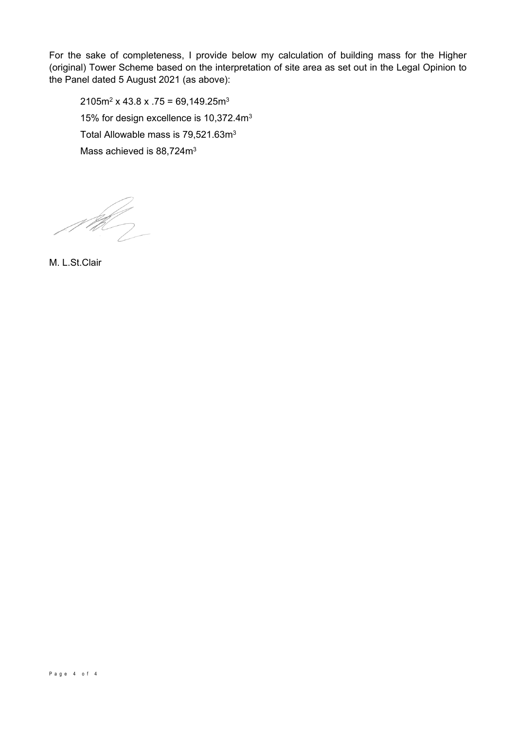For the sake of completeness, I provide below my calculation of building mass for the Higher (original) Tower Scheme based on the interpretation of site area as set out in the Legal Opinion to the Panel dated 5 August 2021 (as above):

$2105m^2$ x 43.8 x .75 = 69,149.25$m^3$

15% for design excellence is 10,372.4$m^3$

Total Allowable mass is 79,521.63$m^3$

Mass achieved is 88,724$m^3$

M. L.St.Clair